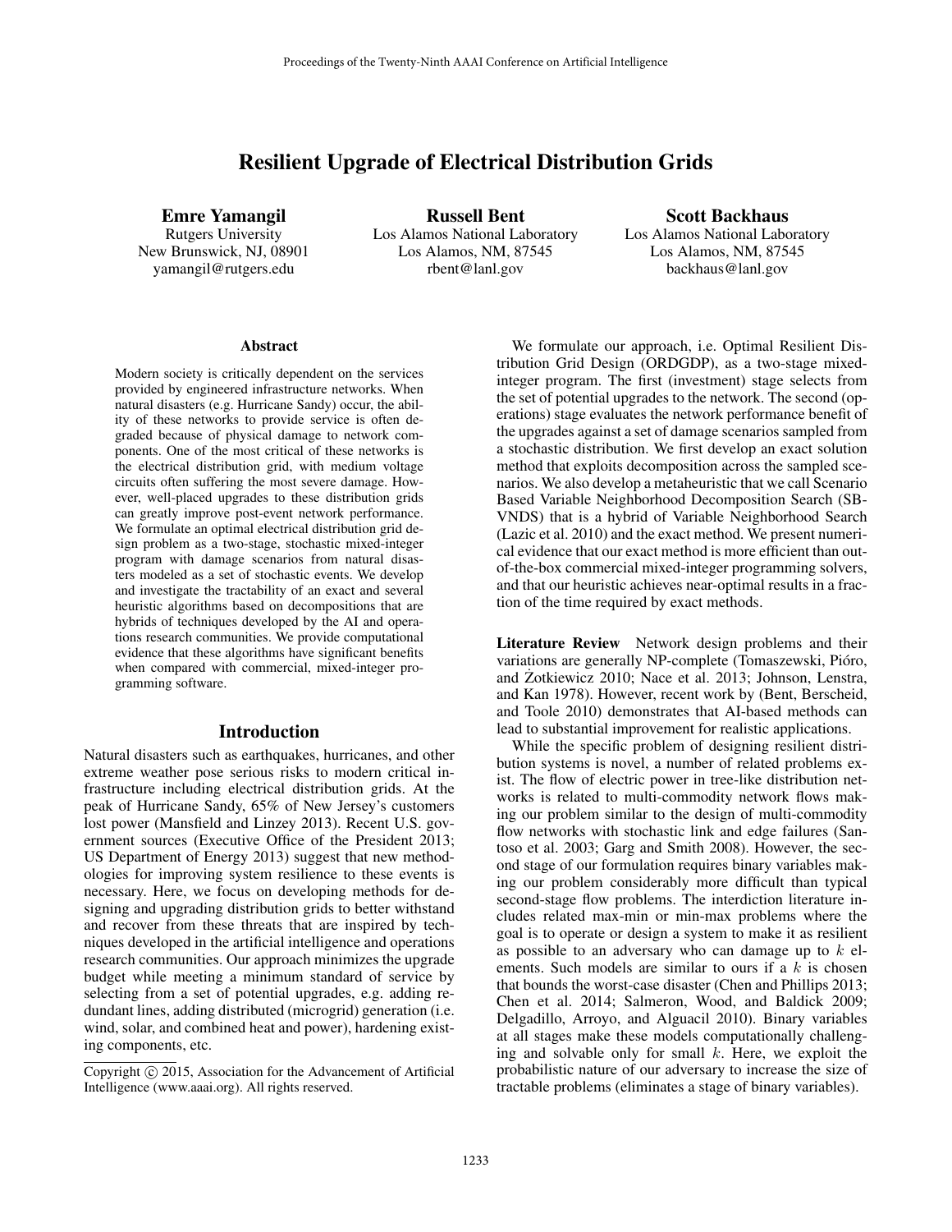# Resilient Upgrade of Electrical Distribution Grids

**Emre Yamangil**
Rutgers University
New Brunswick, NJ, 08901
yamangil@rutgers.edu

**Russell Bent**
Los Alamos National Laboratory
Los Alamos, NM, 87545
rbent@lanl.gov

**Scott Backhaus**
Los Alamos National Laboratory
Los Alamos, NM, 87545
backhaus@lanl.gov

### Abstract

Modern society is critically dependent on the services provided by engineered infrastructure networks. When natural disasters (e.g. Hurricane Sandy) occur, the ability of these networks to provide service is often degraded because of physical damage to network components. One of the most critical of these networks is the electrical distribution grid, with medium voltage circuits often suffering the most severe damage. However, well-placed upgrades to these distribution grids can greatly improve post-event network performance. We formulate an optimal electrical distribution grid design problem as a two-stage, stochastic mixed-integer program with damage scenarios from natural disasters modeled as a set of stochastic events. We develop and investigate the tractability of an exact and several heuristic algorithms based on decompositions that are hybrids of techniques developed by the AI and operations research communities. We provide computational evidence that these algorithms have significant benefits when compared with commercial, mixed-integer programming software.

## Introduction

Natural disasters such as earthquakes, hurricanes, and other extreme weather pose serious risks to modern critical infrastructure including electrical distribution grids. At the peak of Hurricane Sandy, 65% of New Jersey's customers lost power (Mansfield and Linzey 2013). Recent U.S. government sources (Executive Office of the President 2013; US Department of Energy 2013) suggest that new methodologies for improving system resilience to these events is necessary. Here, we focus on developing methods for designing and upgrading distribution grids to better withstand and recover from these threats that are inspired by techniques developed in the artificial intelligence and operations research communities. Our approach minimizes the upgrade budget while meeting a minimum standard of service by selecting from a set of potential upgrades, e.g. adding redundant lines, adding distributed (microgrid) generation (i.e. wind, solar, and combined heat and power), hardening existing components, etc.

Copyright © 2015, Association for the Advancement of Artificial Intelligence (www.aaai.org). All rights reserved.

We formulate our approach, i.e. Optimal Resilient Distribution Grid Design (ORDGDP), as a two-stage mixed-integer program. The first (investment) stage selects from the set of potential upgrades to the network. The second (operations) stage evaluates the network performance benefit of the upgrades against a set of damage scenarios sampled from a stochastic distribution. We first develop an exact solution method that exploits decomposition across the sampled scenarios. We also develop a metaheuristic that we call Scenario Based Variable Neighborhood Decomposition Search (SB-VNDS) that is a hybrid of Variable Neighborhood Search (Lazic et al. 2010) and the exact method. We present numerical evidence that our exact method is more efficient than out-of-the-box commercial mixed-integer programming solvers, and that our heuristic achieves near-optimal results in a fraction of the time required by exact methods.

**Literature Review** Network design problems and their variations are generally NP-complete (Tomaszewski, Pióro, and Żotkiewicz 2010; Nace et al. 2013; Johnson, Lenstra, and Kan 1978). However, recent work by (Bent, Berscheid, and Toole 2010) demonstrates that AI-based methods can lead to substantial improvement for realistic applications.

While the specific problem of designing resilient distribution systems is novel, a number of related problems exist. The flow of electric power in tree-like distribution networks is related to multi-commodity network flows making our problem similar to the design of multi-commodity flow networks with stochastic link and edge failures (Santoso et al. 2003; Garg and Smith 2008). However, the second stage of our formulation requires binary variables making our problem considerably more difficult than typical second-stage flow problems. The interdiction literature includes related max-min or min-max problems where the goal is to operate or design a system to make it as resilient as possible to an adversary who can damage up to $k$ elements. Such models are similar to ours if a $k$ is chosen that bounds the worst-case disaster (Chen and Phillips 2013; Chen et al. 2014; Salmeron, Wood, and Baldick 2009; Delgadillo, Arroyo, and Alguacil 2010). Binary variables at all stages make these models computationally challenging and solvable only for small $k$. Here, we exploit the probabilistic nature of our adversary to increase the size of tractable problems (eliminates a stage of binary variables).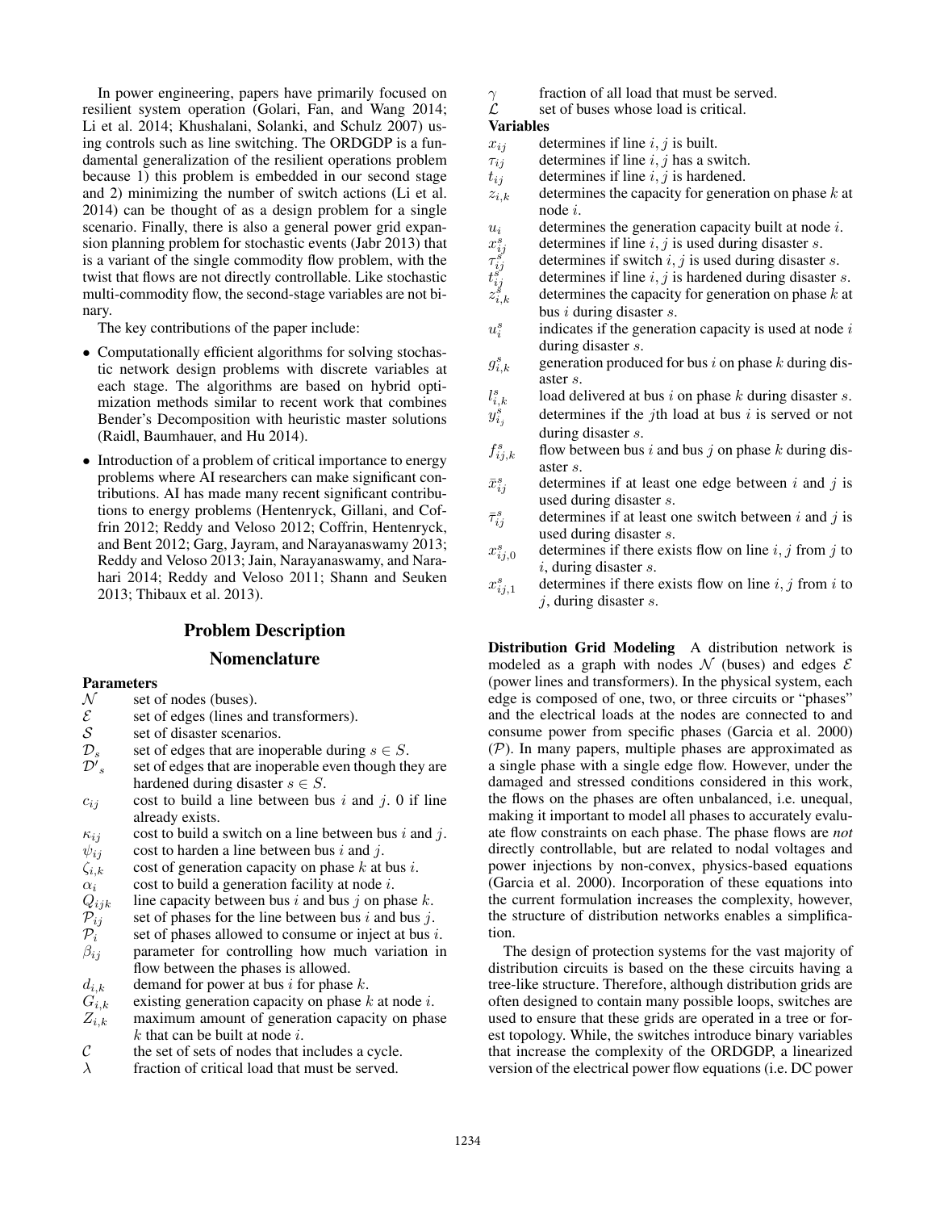In power engineering, papers have primarily focused on resilient system operation (Golari, Fan, and Wang 2014; Li et al. 2014; Khushalani, Solanki, and Schulz 2007) using controls such as line switching. The ORDGDP is a fundamental generalization of the resilient operations problem because 1) this problem is embedded in our second stage and 2) minimizing the number of switch actions (Li et al. 2014) can be thought of as a design problem for a single scenario. Finally, there is also a general power grid expansion planning problem for stochastic events (Jabr 2013) that is a variant of the single commodity flow problem, with the twist that flows are not directly controllable. Like stochastic multi-commodity flow, the second-stage variables are not binary.

The key contributions of the paper include:

- Computationally efficient algorithms for solving stochastic network design problems with discrete variables at each stage. The algorithms are based on hybrid optimization methods similar to recent work that combines Bender's Decomposition with heuristic master solutions (Raidl, Baumhauer, and Hu 2014).
- Introduction of a problem of critical importance to energy problems where AI researchers can make significant contributions. AI has made many recent significant contributions to energy problems (Hentenryck, Gillani, and Coffrin 2012; Reddy and Veloso 2012; Coffrin, Hentenryck, and Bent 2012; Garg, Jayram, and Narayanaswamy 2013; Reddy and Veloso 2013; Jain, Narayanaswamy, and Narahari 2014; Reddy and Veloso 2011; Shann and Seuken 2013; Thibaux et al. 2013).

# Problem Description

## Nomenclature

**Parameters**

- $\mathcal{N}$ set of nodes (buses).
- $\mathcal{E}$ set of edges (lines and transformers).
- $\mathcal{S}$ set of disaster scenarios.
- $\mathcal{D}_s$ set of edges that are inoperable during $s \in S$.
- $\mathcal{D'}_s$ set of edges that are inoperable even though they are hardened during disaster $s \in S$.
- $c_{ij}$ cost to build a line between bus $i$ and $j$. 0 if line already exists.
- $\kappa_{ij}$ cost to build a switch on a line between bus $i$ and $j$.
- $\psi_{ij}$ cost to harden a line between bus $i$ and $j$.
- $\zeta_{i,k}$ cost of generation capacity on phase $k$ at bus $i$.
- $\alpha_i$ cost to build a generation facility at node $i$.
- $Q_{ijk}$ line capacity between bus $i$ and bus $j$ on phase $k$.
- $\mathcal{P}_{ij}$ set of phases for the line between bus $i$ and bus $j$.
- $\mathcal{P}_i$ set of phases allowed to consume or inject at bus $i$.
- $\beta_{ij}$ parameter for controlling how much variation in flow between the phases is allowed.
- $d_{i,k}$ demand for power at bus $i$ for phase $k$.
- $G_{i,k}$ existing generation capacity on phase $k$ at node $i$.
- $Z_{i,k}$ maximum amount of generation capacity on phase $k$ that can be built at node $i$.
- $\mathcal{C}$ the set of sets of nodes that includes a cycle.
- $\lambda$ fraction of critical load that must be served.
- $\gamma$ fraction of all load that must be served.
- $\mathcal{L}$ set of buses whose load is critical.

**Variables**

- $x_{ij}$ determines if line $i,j$ is built.
- $\tau_{ij}$ determines if line $i,j$ has a switch.
- $t_{ij}$ determines if line $i,j$ is hardened.
- $z_{i,k}$ determines the capacity for generation on phase $k$ at node $i$.
- $u_i$ determines the generation capacity built at node $i$.
- $x^s_{ij}$ determines if line $i,j$ is used during disaster $s$.
- $\tau^s_{ij}$ determines if switch $i,j$ is used during disaster $s$.
- $t^s_{ij}$ determines if line $i,j$ is hardened during disaster $s$.
- $z^s_{i,k}$ determines the capacity for generation on phase $k$ at bus $i$ during disaster $s$.
- $u^s_i$ indicates if the generation capacity is used at node $i$ during disaster $s$.
- $g^s_{i,k}$ generation produced for bus $i$ on phase $k$ during disaster $s$.
- $l^s_{i,k}$ load delivered at bus $i$ on phase $k$ during disaster $s$.
- $y^s_{i_j}$ determines if the $j$th load at bus $i$ is served or not during disaster $s$.
- $f^s_{ij,k}$ flow between bus $i$ and bus $j$ on phase $k$ during disaster $s$.
- $\bar{x}^s_{ij}$ determines if at least one edge between $i$ and $j$ is used during disaster $s$.
- $\bar{\tau}^s_{ij}$ determines if at least one switch between $i$ and $j$ is used during disaster $s$.
- $x^s_{ij,0}$ determines if there exists flow on line $i,j$ from $j$ to $i$, during disaster $s$.
- $x^s_{ij,1}$ determines if there exists flow on line $i,j$ from $i$ to $j$, during disaster $s$.

**Distribution Grid Modeling** A distribution network is modeled as a graph with nodes $\mathcal{N}$ (buses) and edges $\mathcal{E}$ (power lines and transformers). In the physical system, each edge is composed of one, two, or three circuits or "phases" and the electrical loads at the nodes are connected to and consume power from specific phases (Garcia et al. 2000) ($\mathcal{P}$). In many papers, multiple phases are approximated as a single phase with a single edge flow. However, under the damaged and stressed conditions considered in this work, the flows on the phases are often unbalanced, i.e. unequal, making it important to model all phases to accurately evaluate flow constraints on each phase. The phase flows are *not* directly controllable, but are related to nodal voltages and power injections by non-convex, physics-based equations (Garcia et al. 2000). Incorporation of these equations into the current formulation increases the complexity, however, the structure of distribution networks enables a simplification.

The design of protection systems for the vast majority of distribution circuits is based on the these circuits having a tree-like structure. Therefore, although distribution grids are often designed to contain many possible loops, switches are used to ensure that these grids are operated in a tree or forest topology. While, the switches introduce binary variables that increase the complexity of the ORDGDP, a linearized version of the electrical power flow equations (i.e. DC power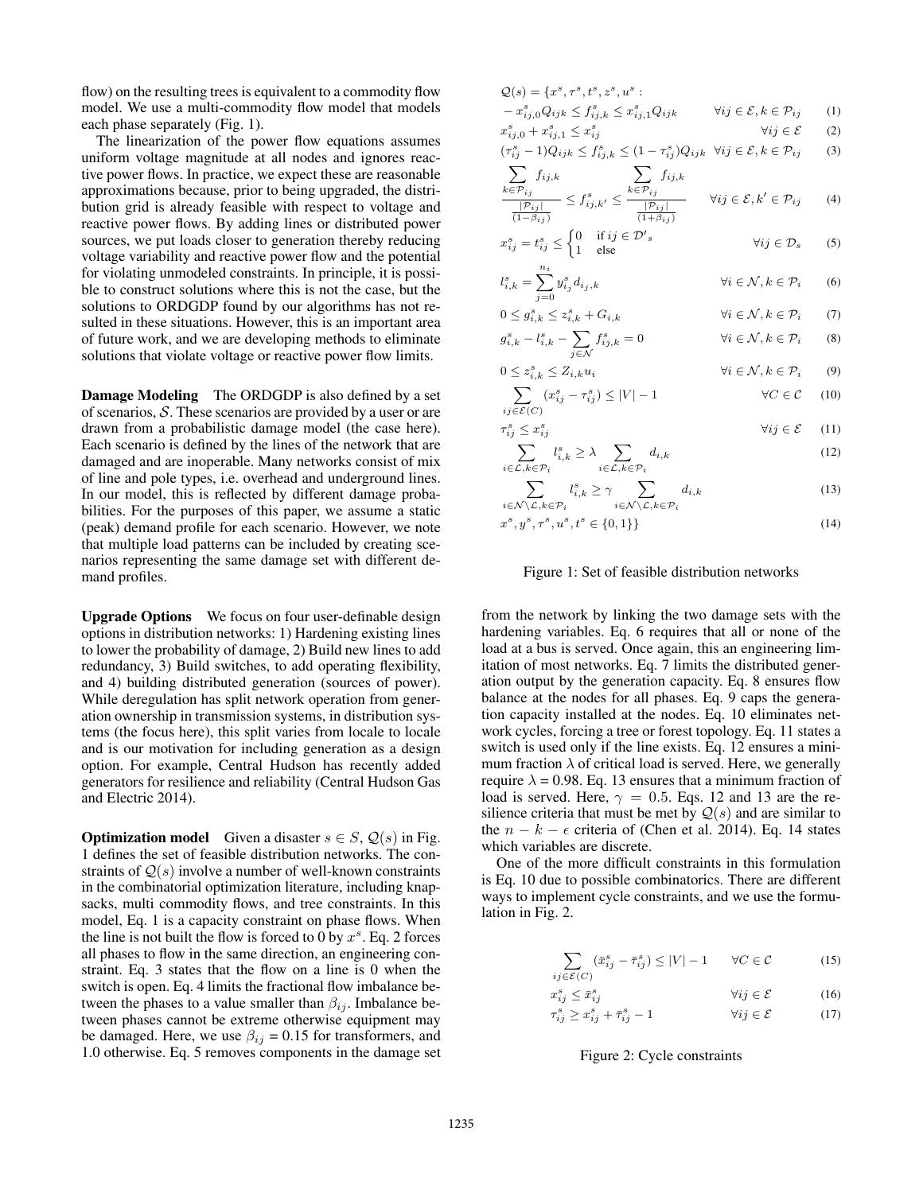flow) on the resulting trees is equivalent to a commodity flow model. We use a multi-commodity flow model that models each phase separately (Fig. 1).

The linearization of the power flow equations assumes uniform voltage magnitude at all nodes and ignores reactive power flows. In practice, we expect these are reasonable approximations because, prior to being upgraded, the distribution grid is already feasible with respect to voltage and reactive power flows. By adding lines or distributed power sources, we put loads closer to generation thereby reducing voltage variability and reactive power flow and the potential for violating unmodeled constraints. In principle, it is possible to construct solutions where this is not the case, but the solutions to ORDGDP found by our algorithms has not resulted in these situations. However, this is an important area of future work, and we are developing methods to eliminate solutions that violate voltage or reactive power flow limits.

**Damage Modeling** The ORDGDP is also defined by a set of scenarios, $\mathcal{S}$. These scenarios are provided by a user or are drawn from a probabilistic damage model (the case here). Each scenario is defined by the lines of the network that are damaged and are inoperable. Many networks consist of mix of line and pole types, i.e. overhead and underground lines. In our model, this is reflected by different damage probabilities. For the purposes of this paper, we assume a static (peak) demand profile for each scenario. However, we note that multiple load patterns can be included by creating scenarios representing the same damage set with different demand profiles.

**Upgrade Options** We focus on four user-definable design options in distribution networks: 1) Hardening existing lines to lower the probability of damage, 2) Build new lines to add redundancy, 3) Build switches, to add operating flexibility, and 4) building distributed generation (sources of power). While deregulation has split network operation from generation ownership in transmission systems, in distribution systems (the focus here), this split varies from locale to locale and is our motivation for including generation as a design option. For example, Central Hudson has recently added generators for resilience and reliability (Central Hudson Gas and Electric 2014).

**Optimization model** Given a disaster $s \in S$, $\mathcal{Q}(s)$ in Fig. 1 defines the set of feasible distribution networks. The constraints of $\mathcal{Q}(s)$ involve a number of well-known constraints in the combinatorial optimization literature, including knapsacks, multi commodity flows, and tree constraints. In this model, Eq. 1 is a capacity constraint on phase flows. When the line is not built the flow is forced to 0 by $x^s$. Eq. 2 forces all phases to flow in the same direction, an engineering constraint. Eq. 3 states that the flow on a line is 0 when the switch is open. Eq. 4 limits the fractional flow imbalance between the phases to a value smaller than $\beta_{ij}$. Imbalance between phases cannot be extreme otherwise equipment may be damaged. Here, we use $\beta_{ij}$ = 0.15 for transformers, and 1.0 otherwise. Eq. 5 removes components in the damage set

$$
\begin{aligned}
&\mathcal{Q}(s) = \{x^s, \tau^s, t^s, z^s, u^s : \\
&-x^s_{ij,0} Q_{ijk} \leq f^s_{ij,k} \leq x^s_{ij,1} Q_{ijk} && \forall ij \in \mathcal{E}, k \in \mathcal{P}_{ij} && (1)\\
&x^s_{ij,0} + x^s_{ij,1} \leq x^s_{ij} && \forall ij \in \mathcal{E} && (2)\\
&(\tau^s_{ij} - 1) Q_{ijk} \leq f^s_{ij,k} \leq (1 - \tau^s_{ij}) Q_{ijk} && \forall ij \in \mathcal{E}, k \in \mathcal{P}_{ij} && (3)\\
&\frac{\sum_{k \in \mathcal{P}_{ij}} f_{ij,k}}{\frac{|\mathcal{P}_{ij}|}{(1-\beta_{ij})}} \leq f^s_{ij,k'} \leq \frac{\sum_{k \in \mathcal{P}_{ij}} f_{ij,k}}{\frac{|\mathcal{P}_{ij}|}{(1+\beta_{ij})}} && \forall ij \in \mathcal{E}, k' \in \mathcal{P}_{ij} && (4)\\
&x^s_{ij} = t^s_{ij} \leq \begin{cases} 0 & \text{if } ij \in \mathcal{D}'_s \\ 1 & \text{else} \end{cases} && \forall ij \in \mathcal{D}_s && (5)\\
&l^s_{i,k} = \sum_{j=0}^{n_i} y^s_{i_j} d_{i_j,k} && \forall i \in \mathcal{N}, k \in \mathcal{P}_i && (6)\\
&0 \leq g^s_{i,k} \leq z^s_{i,k} + G_{i,k} && \forall i \in \mathcal{N}, k \in \mathcal{P}_i && (7)\\
&g^s_{i,k} - l^s_{i,k} - \sum_{j \in \mathcal{N}} f^s_{ij,k} = 0 && \forall i \in \mathcal{N}, k \in \mathcal{P}_i && (8)\\
&0 \leq z^s_{i,k} \leq Z_{i,k} u_i && \forall i \in \mathcal{N}, k \in \mathcal{P}_i && (9)\\
&\sum_{ij \in \mathcal{E}(C)} (x^s_{ij} - \tau^s_{ij}) \leq |V| - 1 && \forall C \in \mathcal{C} && (10)\\
&\tau^s_{ij} \leq x^s_{ij} && \forall ij \in \mathcal{E} && (11)\\
&\sum_{i \in \mathcal{L}, k \in \mathcal{P}_i} l^s_{i,k} \geq \lambda \sum_{i \in \mathcal{L}, k \in \mathcal{P}_i} d_{i,k} && && (12)\\
&\sum_{i \in \mathcal{N} \setminus \mathcal{L}, k \in \mathcal{P}_i} l^s_{i,k} \geq \gamma \sum_{i \in \mathcal{N} \setminus \mathcal{L}, k \in \mathcal{P}_i} d_{i,k} && && (13)\\
&x^s, y^s, \tau^s, u^s, t^s \in \{0, 1\}\} && && (14)
\end{aligned}
$$

Figure 1: Set of feasible distribution networks

from the network by linking the two damage sets with the hardening variables. Eq. 6 requires that all or none of the load at a bus is served. Once again, this an engineering limitation of most networks. Eq. 7 limits the distributed generation output by the generation capacity. Eq. 8 ensures flow balance at the nodes for all phases. Eq. 9 caps the generation capacity installed at the nodes. Eq. 10 eliminates network cycles, forcing a tree or forest topology. Eq. 11 states a switch is used only if the line exists. Eq. 12 ensures a minimum fraction $\lambda$ of critical load is served. Here, we generally require $\lambda$ = 0.98. Eq. 13 ensures that a minimum fraction of load is served. Here, $\gamma = 0.5$. Eqs. 12 and 13 are the resilience criteria that must be met by $\mathcal{Q}(s)$ and are similar to the $n - k - \epsilon$ criteria of (Chen et al. 2014). Eq. 14 states which variables are discrete.

One of the more difficult constraints in this formulation is Eq. 10 due to possible combinatorics. There are different ways to implement cycle constraints, and we use the formulation in Fig. 2.

$$
\begin{aligned}
&\sum_{ij \in \mathcal{E}(C)} (\bar{x}^s_{ij} - \bar{\tau}^s_{ij}) \leq |V| - 1 && \forall C \in \mathcal{C} && (15)\\
&x^s_{ij} \leq \bar{x}^s_{ij} && \forall ij \in \mathcal{E} && (16)\\
&\tau^s_{ij} \geq x^s_{ij} + \bar{\tau}^s_{ij} - 1 && \forall ij \in \mathcal{E} && (17)
\end{aligned}
$$

Figure 2: Cycle constraints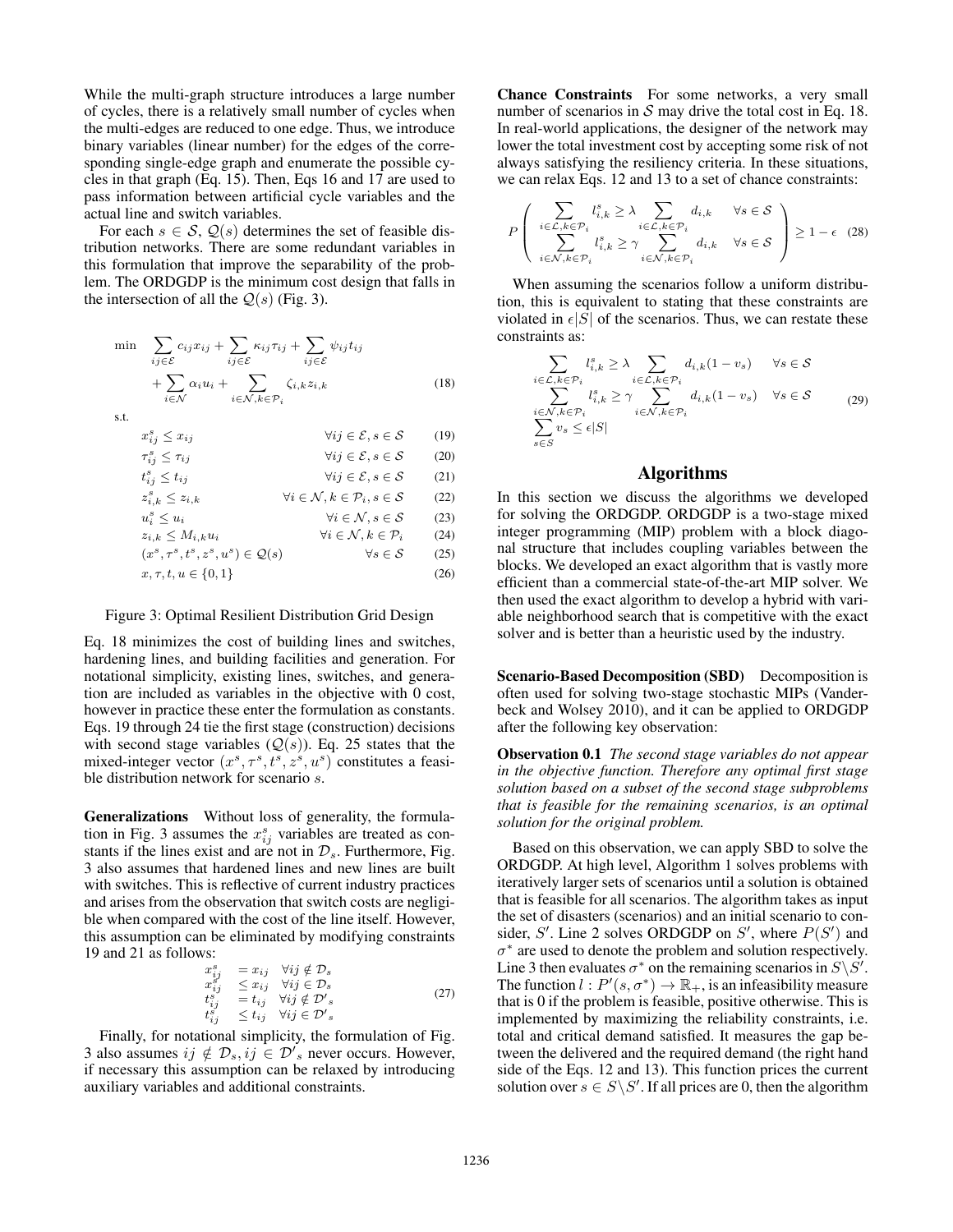While the multi-graph structure introduces a large number of cycles, there is a relatively small number of cycles when the multi-edges are reduced to one edge. Thus, we introduce binary variables (linear number) for the edges of the corresponding single-edge graph and enumerate the possible cycles in that graph (Eq. 15). Then, Eqs 16 and 17 are used to pass information between artificial cycle variables and the actual line and switch variables.

For each $s \in \mathcal{S}$, $\mathcal{Q}(s)$ determines the set of feasible distribution networks. There are some redundant variables in this formulation that improve the separability of the problem. The ORDGDP is the minimum cost design that falls in the intersection of all the $\mathcal{Q}(s)$ (Fig. 3).

$$
\begin{aligned}
\min \quad & \sum_{ij \in \mathcal{E}} c_{ij} x_{ij} + \sum_{ij \in \mathcal{E}} \kappa_{ij} \tau_{ij} + \sum_{ij \in \mathcal{E}} \psi_{ij} t_{ij} \\
& + \sum_{i \in \mathcal{N}} \alpha_i u_i + \sum_{i \in \mathcal{N}, k \in \mathcal{P}_i} \zeta_{i,k} z_{i,k} && (18) \\
\text{s.t.} \quad & \\
& x^s_{ij} \le x_{ij} && \forall ij \in \mathcal{E}, s \in \mathcal{S} \quad (19) \\
& \tau^s_{ij} \le \tau_{ij} && \forall ij \in \mathcal{E}, s \in \mathcal{S} \quad (20) \\
& t^s_{ij} \le t_{ij} && \forall ij \in \mathcal{E}, s \in \mathcal{S} \quad (21) \\
& z^s_{i,k} \le z_{i,k} && \forall i \in \mathcal{N}, k \in \mathcal{P}_i, s \in \mathcal{S} \quad (22) \\
& u^s_i \le u_i && \forall i \in \mathcal{N}, s \in \mathcal{S} \quad (23) \\
& z_{i,k} \le M_{i,k} u_i && \forall i \in \mathcal{N}, k \in \mathcal{P}_i \quad (24) \\
& (x^s, \tau^s, t^s, z^s, u^s) \in \mathcal{Q}(s) && \forall s \in \mathcal{S} \quad (25) \\
& x, \tau, t, u \in \{0, 1\} && (26)
\end{aligned}
$$

Figure 3: Optimal Resilient Distribution Grid Design

Eq. 18 minimizes the cost of building lines and switches, hardening lines, and building facilities and generation. For notational simplicity, existing lines, switches, and generation are included as variables in the objective with 0 cost, however in practice these enter the formulation as constants. Eqs. 19 through 24 tie the first stage (construction) decisions with second stage variables ($\mathcal{Q}(s)$). Eq. 25 states that the mixed-integer vector $(x^s, \tau^s, t^s, z^s, u^s)$ constitutes a feasible distribution network for scenario $s$.

**Generalizations** Without loss of generality, the formulation in Fig. 3 assumes the $x^s_{ij}$ variables are treated as constants if the lines exist and are not in $\mathcal{D}_s$. Furthermore, Fig. 3 also assumes that hardened lines and new lines are built with switches. This is reflective of current industry practices and arises from the observation that switch costs are negligible when compared with the cost of the line itself. However, this assumption can be eliminated by modifying constraints 19 and 21 as follows:

$$
\begin{aligned}
x^s_{ij} &= x_{ij} \quad \forall ij \notin \mathcal{D}_s \\
x^s_{ij} &\le x_{ij} \quad \forall ij \in \mathcal{D}_s \\
t^s_{ij} &= t_{ij} \quad \forall ij \notin \mathcal{D}'_s \\
t^s_{ij} &\le t_{ij} \quad \forall ij \in \mathcal{D}'_s
\end{aligned}
\tag{27}
$$

Finally, for notational simplicity, the formulation of Fig. 3 also assumes $ij \notin \mathcal{D}_s, ij \in \mathcal{D}'_s$ never occurs. However, if necessary this assumption can be relaxed by introducing auxiliary variables and additional constraints.

**Chance Constraints** For some networks, a very small number of scenarios in $\mathcal{S}$ may drive the total cost in Eq. 18. In real-world applications, the designer of the network may lower the total investment cost by accepting some risk of not always satisfying the resiliency criteria. In these situations, we can relax Eqs. 12 and 13 to a set of chance constraints:

$$
P\left( \begin{array}{ll} \sum\limits_{i \in \mathcal{L}, k \in \mathcal{P}_i} l^s_{i,k} \ge \lambda \sum\limits_{i \in \mathcal{L}, k \in \mathcal{P}_i} d_{i,k} & \forall s \in \mathcal{S} \\ \sum\limits_{i \in \mathcal{N}, k \in \mathcal{P}_i} l^s_{i,k} \ge \gamma \sum\limits_{i \in \mathcal{N}, k \in \mathcal{P}_i} d_{i,k} & \forall s \in \mathcal{S} \end{array} \right) \ge 1 - \epsilon \tag{28}
$$

When assuming the scenarios follow a uniform distribution, this is equivalent to stating that these constraints are violated in $\epsilon|S|$ of the scenarios. Thus, we can restate these constraints as:

$$
\begin{aligned}
& \sum_{i \in \mathcal{L}, k \in \mathcal{P}_i} l^s_{i,k} \ge \lambda \sum_{i \in \mathcal{L}, k \in \mathcal{P}_i} d_{i,k}(1 - v_s) \quad \forall s \in \mathcal{S} \\
& \sum_{i \in \mathcal{N}, k \in \mathcal{P}_i} l^s_{i,k} \ge \gamma \sum_{i \in \mathcal{N}, k \in \mathcal{P}_i} d_{i,k}(1 - v_s) \quad \forall s \in \mathcal{S} \\
& \sum_{s \in S} v_s \le \epsilon |S|
\end{aligned}
\tag{29}
$$

## Algorithms

In this section we discuss the algorithms we developed for solving the ORDGDP. ORDGDP is a two-stage mixed integer programming (MIP) problem with a block diagonal structure that includes coupling variables between the blocks. We developed an exact algorithm that is vastly more efficient than a commercial state-of-the-art MIP solver. We then used the exact algorithm to develop a hybrid with variable neighborhood search that is competitive with the exact solver and is better than a heuristic used by the industry.

**Scenario-Based Decomposition (SBD)** Decomposition is often used for solving two-stage stochastic MIPs (Vanderbeck and Wolsey 2010), and it can be applied to ORDGDP after the following key observation:

**Observation 0.1** *The second stage variables do not appear in the objective function. Therefore any optimal first stage solution based on a subset of the second stage subproblems that is feasible for the remaining scenarios, is an optimal solution for the original problem.*

Based on this observation, we can apply SBD to solve the ORDGDP. At high level, Algorithm 1 solves problems with iteratively larger sets of scenarios until a solution is obtained that is feasible for all scenarios. The algorithm takes as input the set of disasters (scenarios) and an initial scenario to consider, $S'$. Line 2 solves ORDGDP on $S'$, where $P(S')$ and $\sigma^*$ are used to denote the problem and solution respectively. Line 3 then evaluates $\sigma^*$ on the remaining scenarios in $S \backslash S'$. The function $l : P'(s, \sigma^*) \to \mathbb{R}_+$, is an infeasibility measure that is 0 if the problem is feasible, positive otherwise. This is implemented by maximizing the reliability constraints, i.e. total and critical demand satisfied. It measures the gap between the delivered and the required demand (the right hand side of the Eqs. 12 and 13). This function prices the current solution over $s \in S \backslash S'$. If all prices are 0, then the algorithm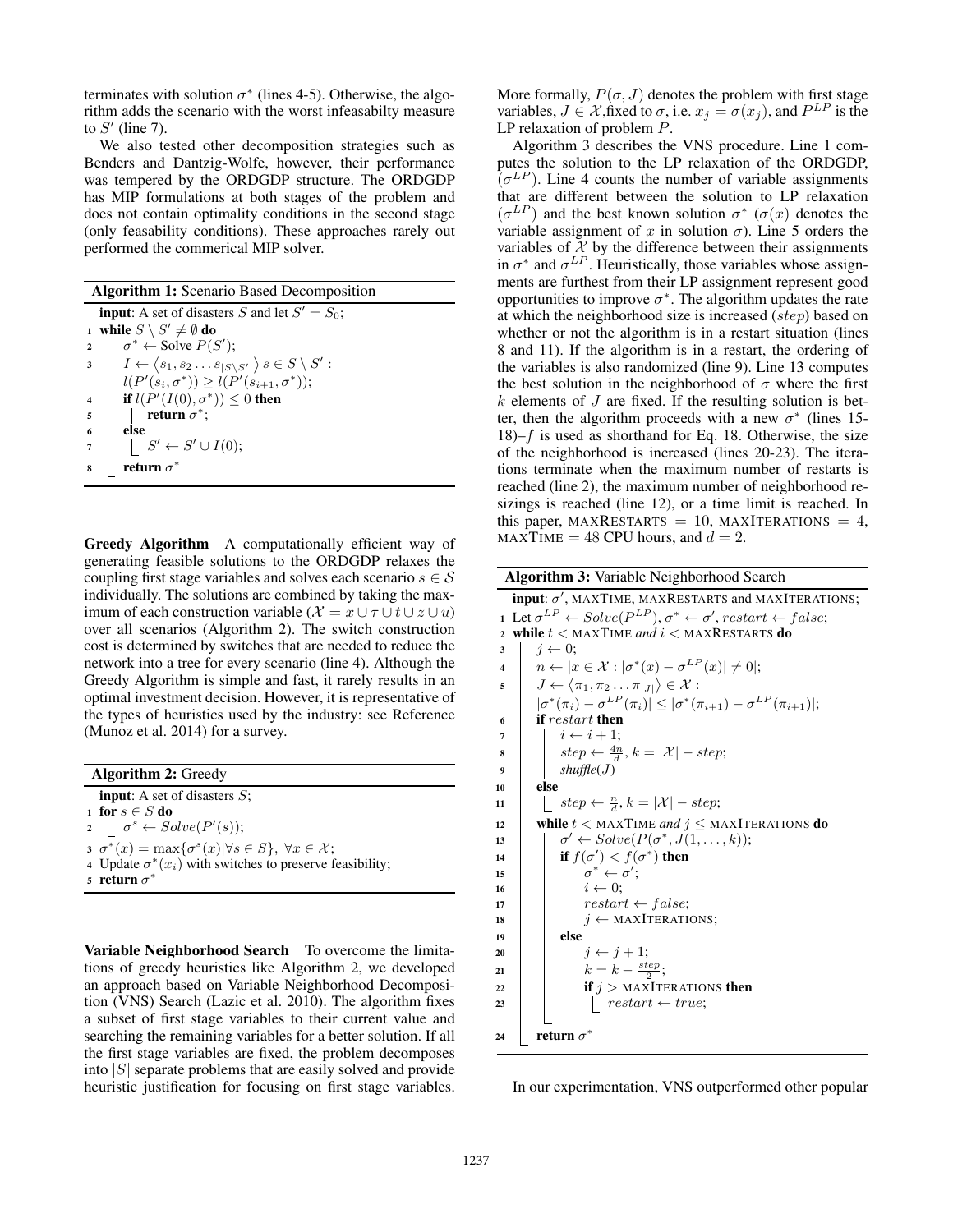terminates with solution $\sigma^*$ (lines 4-5). Otherwise, the algorithm adds the scenario with the worst infeasabilty measure to $S'$ (line 7).

We also tested other decomposition strategies such as Benders and Dantzig-Wolfe, however, their performance was tempered by the ORDGDP structure. The ORDGDP has MIP formulations at both stages of the problem and does not contain optimality conditions in the second stage (only feasability conditions). These approaches rarely out performed the commerical MIP solver.

**Algorithm 1:** Scenario Based Decomposition

```
input: A set of disasters S and let S' = S_0;
1 while S \ S' ≠ ∅ do
2     σ* ← Solve P(S');
3     I ← ⟨s_1, s_2 ... s_{|S\S'|}⟩ s ∈ S \ S' :
        l(P'(s_i, σ*)) ≥ l(P'(s_{i+1}, σ*));
4     if l(P'(I(0), σ*)) ≤ 0 then
5         return σ*;
6     else
7         S' ← S' ∪ I(0);
8     return σ*
```

**Greedy Algorithm** A computationally efficient way of generating feasible solutions to the ORDGDP relaxes the coupling first stage variables and solves each scenario $s \in \mathcal{S}$ individually. The solutions are combined by taking the maximum of each construction variable ($\mathcal{X} = x \cup \tau \cup t \cup z \cup u$) over all scenarios (Algorithm 2). The switch construction cost is determined by switches that are needed to reduce the network into a tree for every scenario (line 4). Although the Greedy Algorithm is simple and fast, it rarely results in an optimal investment decision. However, it is representative of the types of heuristics used by the industry: see Reference (Munoz et al. 2014) for a survey.

**Algorithm 2:** Greedy

```
input: A set of disasters S;
1 for s ∈ S do
2     σ^s ← Solve(P'(s));
3 σ*(x) = max{σ^s(x) | ∀s ∈ S}, ∀x ∈ X;
4 Update σ*(x_i) with switches to preserve feasibility;
5 return σ*
```

**Variable Neighborhood Search** To overcome the limitations of greedy heuristics like Algorithm 2, we developed an approach based on Variable Neighborhood Decomposition (VNS) Search (Lazic et al. 2010). The algorithm fixes a subset of first stage variables to their current value and searching the remaining variables for a better solution. If all the first stage variables are fixed, the problem decomposes into $|S|$ separate problems that are easily solved and provide heuristic justification for focusing on first stage variables. More formally, $P(\sigma, J)$ denotes the problem with first stage variables, $J \in \mathcal{X}$,fixed to $\sigma$, i.e. $x_j = \sigma(x_j)$, and $P^{LP}$ is the LP relaxation of problem $P$.

Algorithm 3 describes the VNS procedure. Line 1 computes the solution to the LP relaxation of the ORDGDP, ($\sigma^{LP}$). Line 4 counts the number of variable assignments that are different between the solution to LP relaxation ($\sigma^{LP}$) and the best known solution $\sigma^*$ ($\sigma(x)$ denotes the variable assignment of $x$ in solution $\sigma$). Line 5 orders the variables of $\mathcal{X}$ by the difference between their assignments in $\sigma^*$ and $\sigma^{LP}$. Heuristically, those variables whose assignments are furthest from their LP assignment represent good opportunities to improve $\sigma^*$. The algorithm updates the rate at which the neighborhood size is increased ($step$) based on whether or not the algorithm is in a restart situation (lines 8 and 11). If the algorithm is in a restart, the ordering of the variables is also randomized (line 9). Line 13 computes the best solution in the neighborhood of $\sigma$ where the first $k$ elements of $J$ are fixed. If the resulting solution is better, then the algorithm proceeds with a new $\sigma^*$ (lines 15-18)–$f$ is used as shorthand for Eq. 18. Otherwise, the size of the neighborhood is increased (lines 20-23). The iterations terminate when the maximum number of restarts is reached (line 2), the maximum number of neighborhood resizings is reached (line 12), or a time limit is reached. In this paper, MAXRESTARTS = 10, MAXITERATIONS = 4, MAXTIME = 48 CPU hours, and $d = 2$.

**Algorithm 3:** Variable Neighborhood Search

```
input: σ', MAXTIME, MAXRESTARTS and MAXITERATIONS;
1  Let σ^LP ← Solve(P^LP), σ* ← σ', restart ← false;
2  while t < MAXTIME and i < MAXRESTARTS do
3      j ← 0;
4      n ← |x ∈ X : |σ*(x) − σ^LP(x)| ≠ 0|;
5      J ← ⟨π_1, π_2 ... π_|J|⟩ ∈ X :
         |σ*(π_i) − σ^LP(π_i)| ≤ |σ*(π_{i+1}) − σ^LP(π_{i+1})|;
6      if restart then
7          i ← i + 1;
8          step ← 4n/d, k = |X| − step;
9          shuffle(J)
10     else
11         step ← n/d, k = |X| − step;
12     while t < MAXTIME and j ≤ MAXITERATIONS do
13         σ' ← Solve(P(σ*, J(1, ..., k));
14         if f(σ') < f(σ*) then
15             σ* ← σ';
16             i ← 0;
17             restart ← false;
18             j ← MAXITERATIONS;
19         else
20             j ← j + 1;
21             k = k − step/2;
22             if j > MAXITERATIONS then
23                 restart ← true;
24     return σ*
```

In our experimentation, VNS outperformed other popular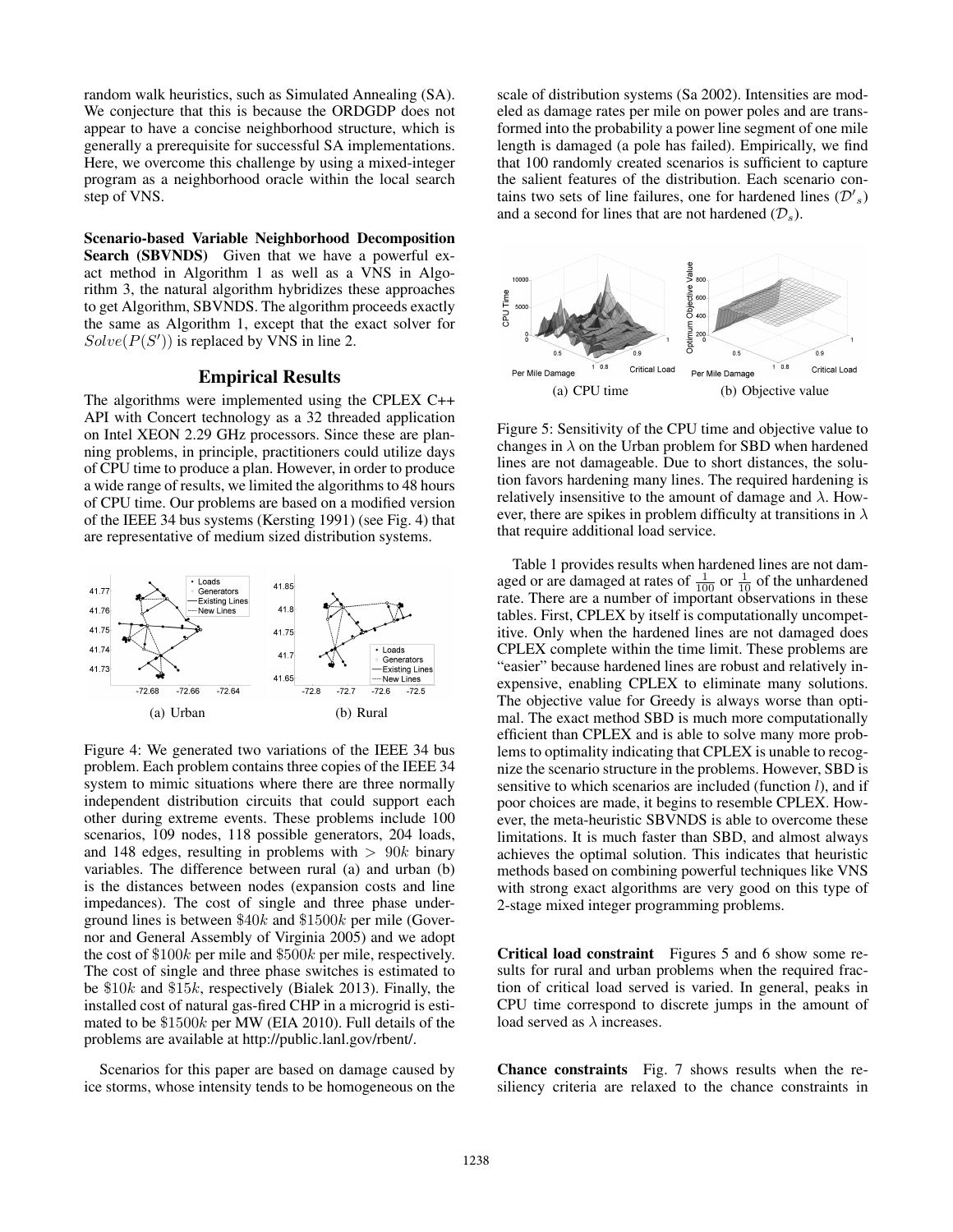random walk heuristics, such as Simulated Annealing (SA). We conjecture that this is because the ORDGDP does not appear to have a concise neighborhood structure, which is generally a prerequisite for successful SA implementations. Here, we overcome this challenge by using a mixed-integer program as a neighborhood oracle within the local search step of VNS.

**Scenario-based Variable Neighborhood Decomposition Search (SBVNDS)** Given that we have a powerful exact method in Algorithm 1 as well as a VNS in Algorithm 3, the natural algorithm hybridizes these approaches to get Algorithm, SBVNDS. The algorithm proceeds exactly the same as Algorithm 1, except that the exact solver for $Solve(P(S'))$ is replaced by VNS in line 2.

## Empirical Results

The algorithms were implemented using the CPLEX C++ API with Concert technology as a 32 threaded application on Intel XEON 2.29 GHz processors. Since these are planning problems, in principle, practitioners could utilize days of CPU time to produce a plan. However, in order to produce a wide range of results, we limited the algorithms to 48 hours of CPU time. Our problems are based on a modified version of the IEEE 34 bus systems (Kersting 1991) (see Fig. 4) that are representative of medium sized distribution systems.

(a) Urban (b) Rural

Figure 4: We generated two variations of the IEEE 34 bus problem. Each problem contains three copies of the IEEE 34 system to mimic situations where there are three normally independent distribution circuits that could support each other during extreme events. These problems include 100 scenarios, 109 nodes, 118 possible generators, 204 loads, and 148 edges, resulting in problems with $> 90k$ binary variables. The difference between rural (a) and urban (b) is the distances between nodes (expansion costs and line impedances). The cost of single and three phase underground lines is between $\$40k$ and $\$1500k$ per mile (Governor and General Assembly of Virginia 2005) and we adopt the cost of $\$100k$ per mile and $\$500k$ per mile, respectively. The cost of single and three phase switches is estimated to be $\$10k$ and $\$15k$, respectively (Bialek 2013). Finally, the installed cost of natural gas-fired CHP in a microgrid is estimated to be $\$1500k$ per MW (EIA 2010). Full details of the problems are available at http://public.lanl.gov/rbent/.

Scenarios for this paper are based on damage caused by ice storms, whose intensity tends to be homogeneous on the scale of distribution systems (Sa 2002). Intensities are modeled as damage rates per mile on power poles and are transformed into the probability a power line segment of one mile length is damaged (a pole has failed). Empirically, we find that 100 randomly created scenarios is sufficient to capture the salient features of the distribution. Each scenario contains two sets of line failures, one for hardened lines ($\mathcal{D}'_s$) and a second for lines that are not hardened ($\mathcal{D}_s$).

(a) CPU time (b) Objective value

Figure 5: Sensitivity of the CPU time and objective value to changes in $\lambda$ on the Urban problem for SBD when hardened lines are not damageable. Due to short distances, the solution favors hardening many lines. The required hardening is relatively insensitive to the amount of damage and $\lambda$. However, there are spikes in problem difficulty at transitions in $\lambda$ that require additional load service.

Table 1 provides results when hardened lines are not damaged or are damaged at rates of $\frac{1}{100}$ or $\frac{1}{10}$ of the unhardened rate. There are a number of important observations in these tables. First, CPLEX by itself is computationally uncompetitive. Only when the hardened lines are not damaged does CPLEX complete within the time limit. These problems are "easier" because hardened lines are robust and relatively inexpensive, enabling CPLEX to eliminate many solutions. The objective value for Greedy is always worse than optimal. The exact method SBD is much more computationally efficient than CPLEX and is able to solve many more problems to optimality indicating that CPLEX is unable to recognize the scenario structure in the problems. However, SBD is sensitive to which scenarios are included (function $l$), and if poor choices are made, it begins to resemble CPLEX. However, the meta-heuristic SBVNDS is able to overcome these limitations. It is much faster than SBD, and almost always achieves the optimal solution. This indicates that heuristic methods based on combining powerful techniques like VNS with strong exact algorithms are very good on this type of 2-stage mixed integer programming problems.

**Critical load constraint** Figures 5 and 6 show some results for rural and urban problems when the required fraction of critical load served is varied. In general, peaks in CPU time correspond to discrete jumps in the amount of load served as $\lambda$ increases.

**Chance constraints** Fig. 7 shows results when the resiliency criteria are relaxed to the chance constraints in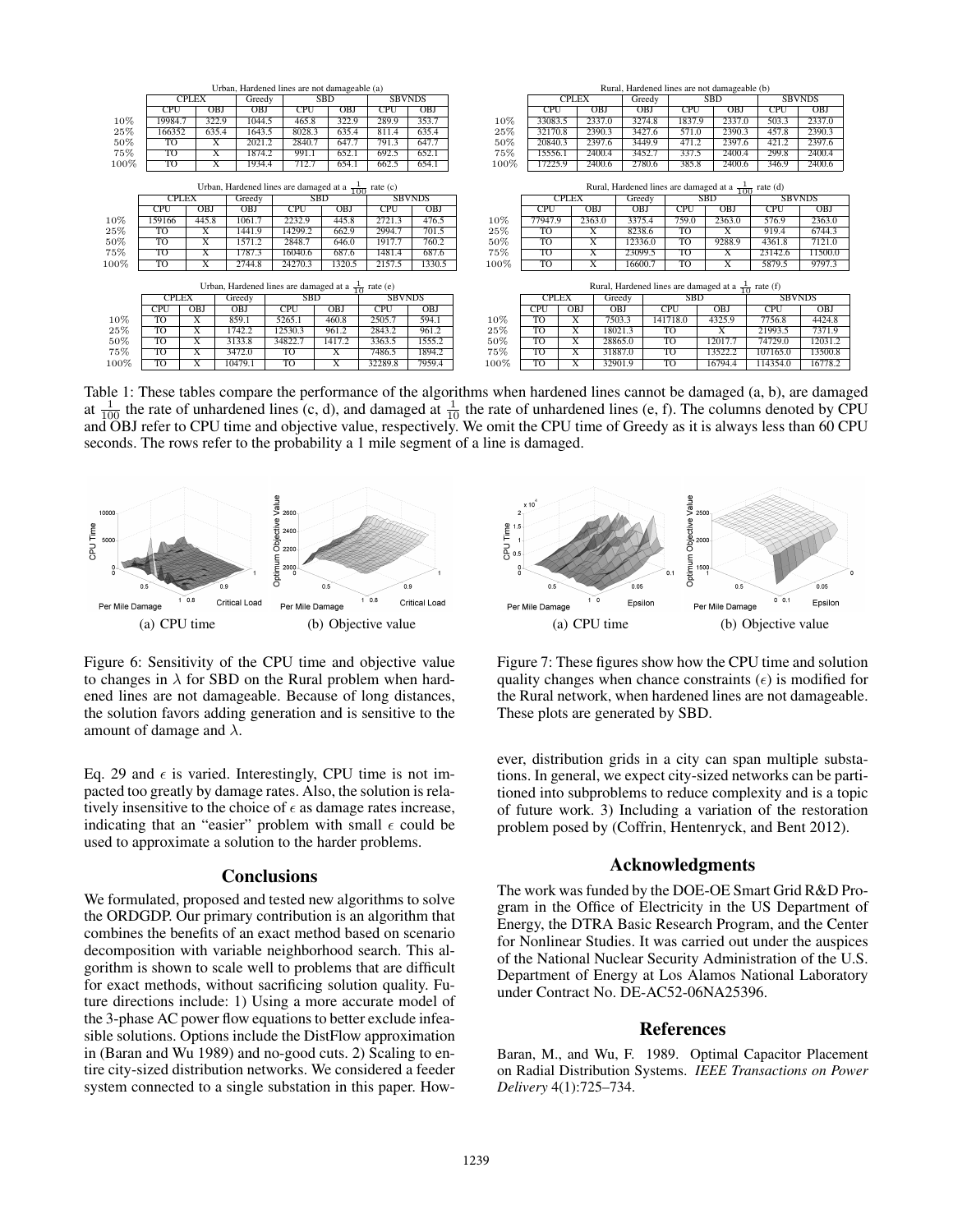Urban, Hardened lines are not damageable (a)

| | CPLEX | | Greedy | SBD | | SBVNDS | |
|---|---|---|---|---|---|---|---|
| | CPU | OBJ | OBJ | CPU | OBJ | CPU | OBJ |
| 10% | 19984.7 | 322.9 | 1044.5 | 465.8 | 322.9 | 289.9 | 353.7 |
| 25% | 166352 | 635.4 | 1643.5 | 8028.3 | 635.4 | 811.4 | 635.4 |
| 50% | TO | X | 2021.2 | 2840.7 | 647.7 | 791.3 | 647.7 |
| 75% | TO | X | 1874.2 | 991.1 | 652.1 | 692.5 | 652.1 |
| 100% | TO | X | 1934.4 | 712.7 | 654.1 | 662.5 | 654.1 |

Rural, Hardened lines are not damageable (b)

| | CPLEX | | Greedy | SBD | | SBVNDS | |
|---|---|---|---|---|---|---|---|
| | CPU | OBJ | OBJ | CPU | OBJ | CPU | OBJ |
| 10% | 33083.5 | 2337.0 | 3274.8 | 1837.9 | 2337.0 | 503.3 | 2337.0 |
| 25% | 32170.8 | 2390.3 | 3427.6 | 571.0 | 2390.3 | 457.8 | 2390.3 |
| 50% | 20840.3 | 2397.6 | 3449.9 | 471.2 | 2397.6 | 421.2 | 2397.6 |
| 75% | 15556.1 | 2400.4 | 3452.7 | 337.5 | 2400.4 | 299.8 | 2400.4 |
| 100% | 17225.9 | 2400.6 | 2780.6 | 385.8 | 2400.6 | 346.9 | 2400.6 |

Urban, Hardened lines are damaged at a $\frac{1}{100}$ rate (c)

| | CPLEX | | Greedy | SBD | | SBVNDS | |
|---|---|---|---|---|---|---|---|
| | CPU | OBJ | OBJ | CPU | OBJ | CPU | OBJ |
| 10% | 159166 | 445.8 | 1061.7 | 2232.9 | 445.8 | 2721.3 | 476.5 |
| 25% | TO | X | 1441.9 | 14299.2 | 662.9 | 2994.7 | 701.5 |
| 50% | TO | X | 1571.2 | 2848.7 | 646.0 | 1917.7 | 760.2 |
| 75% | TO | X | 1787.3 | 16040.6 | 687.6 | 1481.4 | 687.6 |
| 100% | TO | X | 2744.8 | 24270.3 | 1320.5 | 2157.5 | 1330.5 |

Rural, Hardened lines are damaged at a $\frac{1}{100}$ rate (d)

| | CPLEX | | Greedy | SBD | | SBVNDS | |
|---|---|---|---|---|---|---|---|
| | CPU | OBJ | OBJ | CPU | OBJ | CPU | OBJ |
| 10% | 77947.9 | 2363.0 | 3375.4 | 759.0 | 2363.0 | 576.9 | 2363.0 |
| 25% | TO | X | 8238.6 | TO | X | 919.4 | 6744.3 |
| 50% | TO | X | 12336.0 | TO | 9288.9 | 4361.8 | 7121.0 |
| 75% | TO | X | 23099.5 | TO | X | 23142.6 | 11500.0 |
| 100% | TO | X | 16600.7 | TO | X | 5879.5 | 9797.3 |

Urban, Hardened lines are damaged at a $\frac{1}{10}$ rate (e)

| | CPLEX | | Greedy | SBD | | SBVNDS | |
|---|---|---|---|---|---|---|---|
| | CPU | OBJ | OBJ | CPU | OBJ | CPU | OBJ |
| 10% | TO | X | 859.1 | 5265.1 | 460.8 | 2505.7 | 594.1 |
| 25% | TO | X | 1742.2 | 12530.3 | 961.2 | 2843.2 | 961.2 |
| 50% | TO | X | 3133.8 | 34822.7 | 1417.2 | 3363.5 | 1555.2 |
| 75% | TO | X | 3472.0 | TO | X | 7486.5 | 1894.2 |
| 100% | TO | X | 10479.1 | TO | X | 32289.8 | 7959.4 |

Rural, Hardened lines are damaged at a $\frac{1}{10}$ rate (f)

| | CPLEX | | Greedy | SBD | | SBVNDS | |
|---|---|---|---|---|---|---|---|
| | CPU | OBJ | OBJ | CPU | OBJ | CPU | OBJ |
| 10% | TO | X | 7503.3 | 141718.0 | 4325.9 | 7756.8 | 4424.8 |
| 25% | TO | X | 18021.3 | TO | X | 21993.5 | 7371.9 |
| 50% | TO | X | 28865.0 | TO | 12017.7 | 74729.0 | 12031.2 |
| 75% | TO | X | 31887.0 | TO | 13522.2 | 107165.0 | 13500.8 |
| 100% | TO | X | 32901.9 | TO | 16794.4 | 114354.0 | 16778.2 |

Table 1: These tables compare the performance of the algorithms when hardened lines cannot be damaged (a, b), are damaged at $\frac{1}{100}$ the rate of unhardened lines (c, d), and damaged at $\frac{1}{10}$ the rate of unhardened lines (e, f). The columns denoted by CPU and OBJ refer to CPU time and objective value, respectively. We omit the CPU time of Greedy as it is always less than 60 CPU seconds. The rows refer to the probability a 1 mile segment of a line is damaged.

(a) CPU time (b) Objective value

Figure 6: Sensitivity of the CPU time and objective value to changes in $\lambda$ for SBD on the Rural problem when hardened lines are not damageable. Because of long distances, the solution favors adding generation and is sensitive to the amount of damage and $\lambda$.

(a) CPU time (b) Objective value

Figure 7: These figures show how the CPU time and solution quality changes when chance constraints ($\epsilon$) is modified for the Rural network, when hardened lines are not damageable. These plots are generated by SBD.

Eq. 29 and $\epsilon$ is varied. Interestingly, CPU time is not impacted too greatly by damage rates. Also, the solution is relatively insensitive to the choice of $\epsilon$ as damage rates increase, indicating that an "easier" problem with small $\epsilon$ could be used to approximate a solution to the harder problems.

## Conclusions

We formulated, proposed and tested new algorithms to solve the ORDGDP. Our primary contribution is an algorithm that combines the benefits of an exact method based on scenario decomposition with variable neighborhood search. This algorithm is shown to scale well to problems that are difficult for exact methods, without sacrificing solution quality. Future directions include: 1) Using a more accurate model of the 3-phase AC power flow equations to better exclude infeasible solutions. Options include the DistFlow approximation in (Baran and Wu 1989) and no-good cuts. 2) Scaling to entire city-sized distribution networks. We considered a feeder system connected to a single substation in this paper. However, distribution grids in a city can span multiple substations. In general, we expect city-sized networks can be partitioned into subproblems to reduce complexity and is a topic of future work. 3) Including a variation of the restoration problem posed by (Coffrin, Hentenryck, and Bent 2012).

## Acknowledgments

The work was funded by the DOE-OE Smart Grid R&D Program in the Office of Electricity in the US Department of Energy, the DTRA Basic Research Program, and the Center for Nonlinear Studies. It was carried out under the auspices of the National Nuclear Security Administration of the U.S. Department of Energy at Los Alamos National Laboratory under Contract No. DE-AC52-06NA25396.

## References

Baran, M., and Wu, F. 1989. Optimal Capacitor Placement on Radial Distribution Systems. *IEEE Transactions on Power Delivery* 4(1):725–734.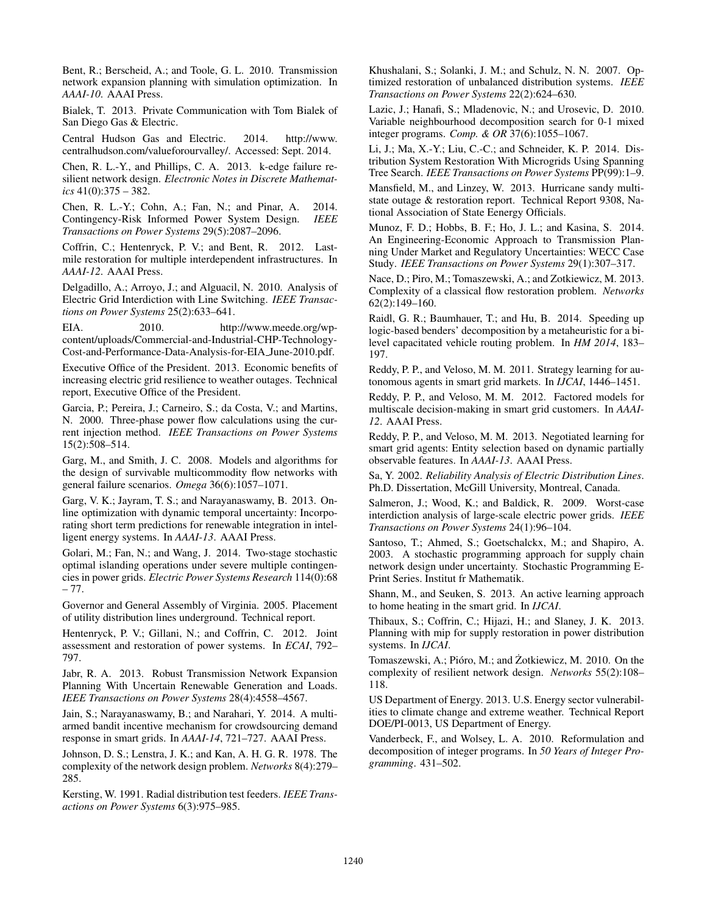Bent, R.; Berscheid, A.; and Toole, G. L. 2010. Transmission network expansion planning with simulation optimization. In *AAAI-10*. AAAI Press.

Bialek, T. 2013. Private Communication with Tom Bialek of San Diego Gas & Electric.

Central Hudson Gas and Electric. 2014. http://www.centralhudson.com/valueforourvalley/. Accessed: Sept. 2014.

Chen, R. L.-Y., and Phillips, C. A. 2013. k-edge failure resilient network design. *Electronic Notes in Discrete Mathematics* 41(0):375 – 382.

Chen, R. L.-Y.; Cohn, A.; Fan, N.; and Pinar, A. 2014. Contingency-Risk Informed Power System Design. *IEEE Transactions on Power Systems* 29(5):2087–2096.

Coffrin, C.; Hentenryck, P. V.; and Bent, R. 2012. Last-mile restoration for multiple interdependent infrastructures. In *AAAI-12*. AAAI Press.

Delgadillo, A.; Arroyo, J.; and Alguacil, N. 2010. Analysis of Electric Grid Interdiction with Line Switching. *IEEE Transactions on Power Systems* 25(2):633–641.

EIA. 2010. http://www.meede.org/wp-content/uploads/Commercial-and-Industrial-CHP-Technology-Cost-and-Performance-Data-Analysis-for-EIA_June-2010.pdf.

Executive Office of the President. 2013. Economic benefits of increasing electric grid resilience to weather outages. Technical report, Executive Office of the President.

Garcia, P.; Pereira, J.; Carneiro, S.; da Costa, V.; and Martins, N. 2000. Three-phase power flow calculations using the current injection method. *IEEE Transactions on Power Systems* 15(2):508–514.

Garg, M., and Smith, J. C. 2008. Models and algorithms for the design of survivable multicommodity flow networks with general failure scenarios. *Omega* 36(6):1057–1071.

Garg, V. K.; Jayram, T. S.; and Narayanaswamy, B. 2013. Online optimization with dynamic temporal uncertainty: Incorporating short term predictions for renewable integration in intelligent energy systems. In *AAAI-13*. AAAI Press.

Golari, M.; Fan, N.; and Wang, J. 2014. Two-stage stochastic optimal islanding operations under severe multiple contingencies in power grids. *Electric Power Systems Research* 114(0):68 – 77.

Governor and General Assembly of Virginia. 2005. Placement of utility distribution lines underground. Technical report.

Hentenryck, P. V.; Gillani, N.; and Coffrin, C. 2012. Joint assessment and restoration of power systems. In *ECAI*, 792–797.

Jabr, R. A. 2013. Robust Transmission Network Expansion Planning With Uncertain Renewable Generation and Loads. *IEEE Transactions on Power Systems* 28(4):4558–4567.

Jain, S.; Narayanaswamy, B.; and Narahari, Y. 2014. A multi-armed bandit incentive mechanism for crowdsourcing demand response in smart grids. In *AAAI-14*, 721–727. AAAI Press.

Johnson, D. S.; Lenstra, J. K.; and Kan, A. H. G. R. 1978. The complexity of the network design problem. *Networks* 8(4):279–285.

Kersting, W. 1991. Radial distribution test feeders. *IEEE Transactions on Power Systems* 6(3):975–985.

Khushalani, S.; Solanki, J. M.; and Schulz, N. N. 2007. Optimized restoration of unbalanced distribution systems. *IEEE Transactions on Power Systems* 22(2):624–630.

Lazic, J.; Hanafi, S.; Mladenovic, N.; and Urosevic, D. 2010. Variable neighbourhood decomposition search for 0-1 mixed integer programs. *Comp. & OR* 37(6):1055–1067.

Li, J.; Ma, X.-Y.; Liu, C.-C.; and Schneider, K. P. 2014. Distribution System Restoration With Microgrids Using Spanning Tree Search. *IEEE Transactions on Power Systems* PP(99):1–9.

Mansfield, M., and Linzey, W. 2013. Hurricane sandy multi-state outage & restoration report. Technical Report 9308, National Association of State Eenergy Officials.

Munoz, F. D.; Hobbs, B. F.; Ho, J. L.; and Kasina, S. 2014. An Engineering-Economic Approach to Transmission Planning Under Market and Regulatory Uncertainties: WECC Case Study. *IEEE Transactions on Power Systems* 29(1):307–317.

Nace, D.; Piro, M.; Tomaszewski, A.; and Zotkiewicz, M. 2013. Complexity of a classical flow restoration problem. *Networks* 62(2):149–160.

Raidl, G. R.; Baumhauer, T.; and Hu, B. 2014. Speeding up logic-based benders' decomposition by a metaheuristic for a bi-level capacitated vehicle routing problem. In *HM 2014*, 183–197.

Reddy, P. P., and Veloso, M. M. 2011. Strategy learning for autonomous agents in smart grid markets. In *IJCAI*, 1446–1451.

Reddy, P. P., and Veloso, M. M. 2012. Factored models for multiscale decision-making in smart grid customers. In *AAAI-12*. AAAI Press.

Reddy, P. P., and Veloso, M. M. 2013. Negotiated learning for smart grid agents: Entity selection based on dynamic partially observable features. In *AAAI-13*. AAAI Press.

Sa, Y. 2002. *Reliability Analysis of Electric Distribution Lines*. Ph.D. Dissertation, McGill University, Montreal, Canada.

Salmeron, J.; Wood, K.; and Baldick, R. 2009. Worst-case interdiction analysis of large-scale electric power grids. *IEEE Transactions on Power Systems* 24(1):96–104.

Santoso, T.; Ahmed, S.; Goetschalckx, M.; and Shapiro, A. 2003. A stochastic programming approach for supply chain network design under uncertainty. Stochastic Programming E-Print Series. Institut fr Mathematik.

Shann, M., and Seuken, S. 2013. An active learning approach to home heating in the smart grid. In *IJCAI*.

Thibaux, S.; Coffrin, C.; Hijazi, H.; and Slaney, J. K. 2013. Planning with mip for supply restoration in power distribution systems. In *IJCAI*.

Tomaszewski, A.; Pióro, M.; and Żotkiewicz, M. 2010. On the complexity of resilient network design. *Networks* 55(2):108–118.

US Department of Energy. 2013. U.S. Energy sector vulnerabilities to climate change and extreme weather. Technical Report DOE/PI-0013, US Department of Energy.

Vanderbeck, F., and Wolsey, L. A. 2010. Reformulation and decomposition of integer programs. In *50 Years of Integer Programming*. 431–502.